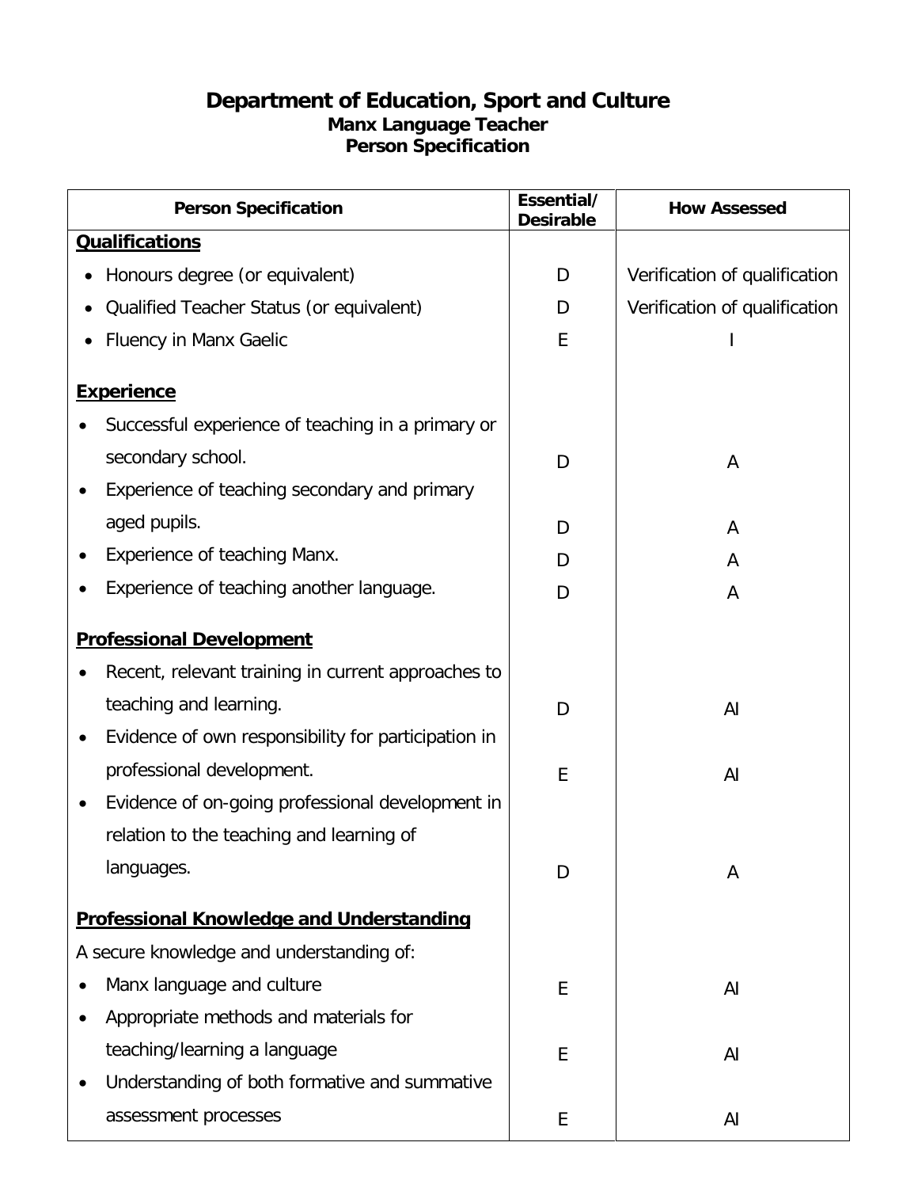# Department of Education, Sport and Culture

## Manx Language Teacher

## Person Specification

| Person Specification | Essential/ Desirable | How Assessed |
| --- | --- | --- |
| **Qualifications** | | |
| • Honours degree (or equivalent) | D | Verification of qualification |
| • Qualified Teacher Status (or equivalent) | D | Verification of qualification |
| • Fluency in Manx Gaelic | E | I |
| **Experience** | | |
| • Successful experience of teaching in a primary or secondary school. | D | A |
| • Experience of teaching secondary and primary aged pupils. | D | A |
| • Experience of teaching Manx. | D | A |
| • Experience of teaching another language. | D | A |
| **Professional Development** | | |
| • Recent, relevant training in current approaches to teaching and learning. | D | AI |
| • Evidence of own responsibility for participation in professional development. | E | AI |
| • Evidence of on-going professional development in relation to the teaching and learning of languages. | D | A |
| **Professional Knowledge and Understanding** | | |
| A secure knowledge and understanding of: | | |
| • Manx language and culture | E | AI |
| • Appropriate methods and materials for teaching/learning a language | E | AI |
| • Understanding of both formative and summative assessment processes | E | AI |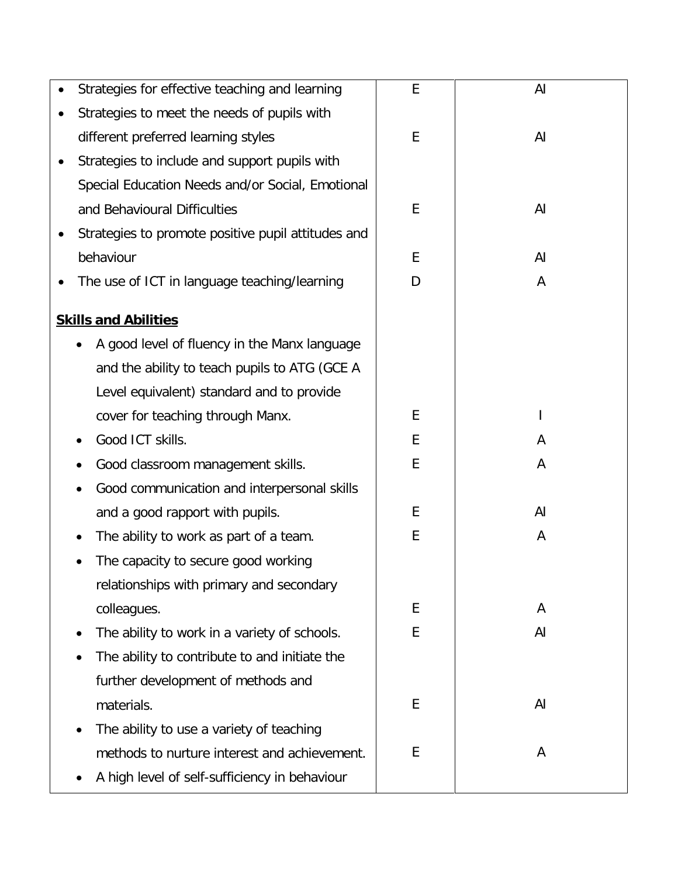| | | |
|---|---|---|
| • Strategies for effective teaching and learning | E | AI |
| • Strategies to meet the needs of pupils with different preferred learning styles | E | AI |
| • Strategies to include and support pupils with Special Education Needs and/or Social, Emotional and Behavioural Difficulties | E | AI |
| • Strategies to promote positive pupil attitudes and behaviour | E | AI |
| • The use of ICT in language teaching/learning | D | A |
| **Skills and Abilities** | | |
| • A good level of fluency in the Manx language and the ability to teach pupils to ATG (GCE A Level equivalent) standard and to provide cover for teaching through Manx. | E | I |
| • Good ICT skills. | E | A |
| • Good classroom management skills. | E | A |
| • Good communication and interpersonal skills and a good rapport with pupils. | E | AI |
| • The ability to work as part of a team. | E | A |
| • The capacity to secure good working relationships with primary and secondary colleagues. | E | A |
| • The ability to work in a variety of schools. | E | AI |
| • The ability to contribute to and initiate the further development of methods and materials. | E | AI |
| • The ability to use a variety of teaching methods to nurture interest and achievement. | E | A |
| • A high level of self-sufficiency in behaviour | | |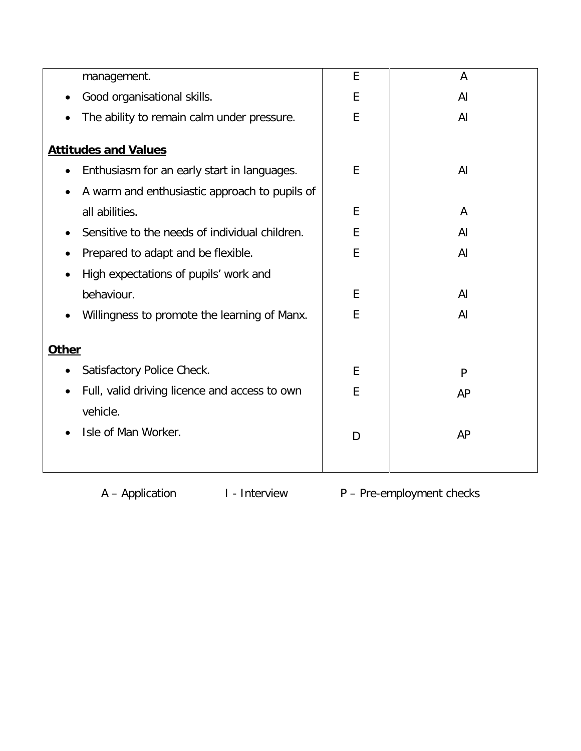| | | |
|---|---|---|
| management. | E | A |
| • Good organisational skills. | E | AI |
| • The ability to remain calm under pressure. | E | AI |
| **Attitudes and Values** | | |
| • Enthusiasm for an early start in languages. | E | AI |
| • A warm and enthusiastic approach to pupils of all abilities. | E | A |
| • Sensitive to the needs of individual children. | E | AI |
| • Prepared to adapt and be flexible. | E | AI |
| • High expectations of pupils' work and behaviour. | E | AI |
| • Willingness to promote the learning of Manx. | E | AI |
| **Other** | | |
| • Satisfactory Police Check. | E | P |
| • Full, valid driving licence and access to own vehicle. | E | AP |
| • Isle of Man Worker. | D | AP |

A – Application     I - Interview     P – Pre-employment checks